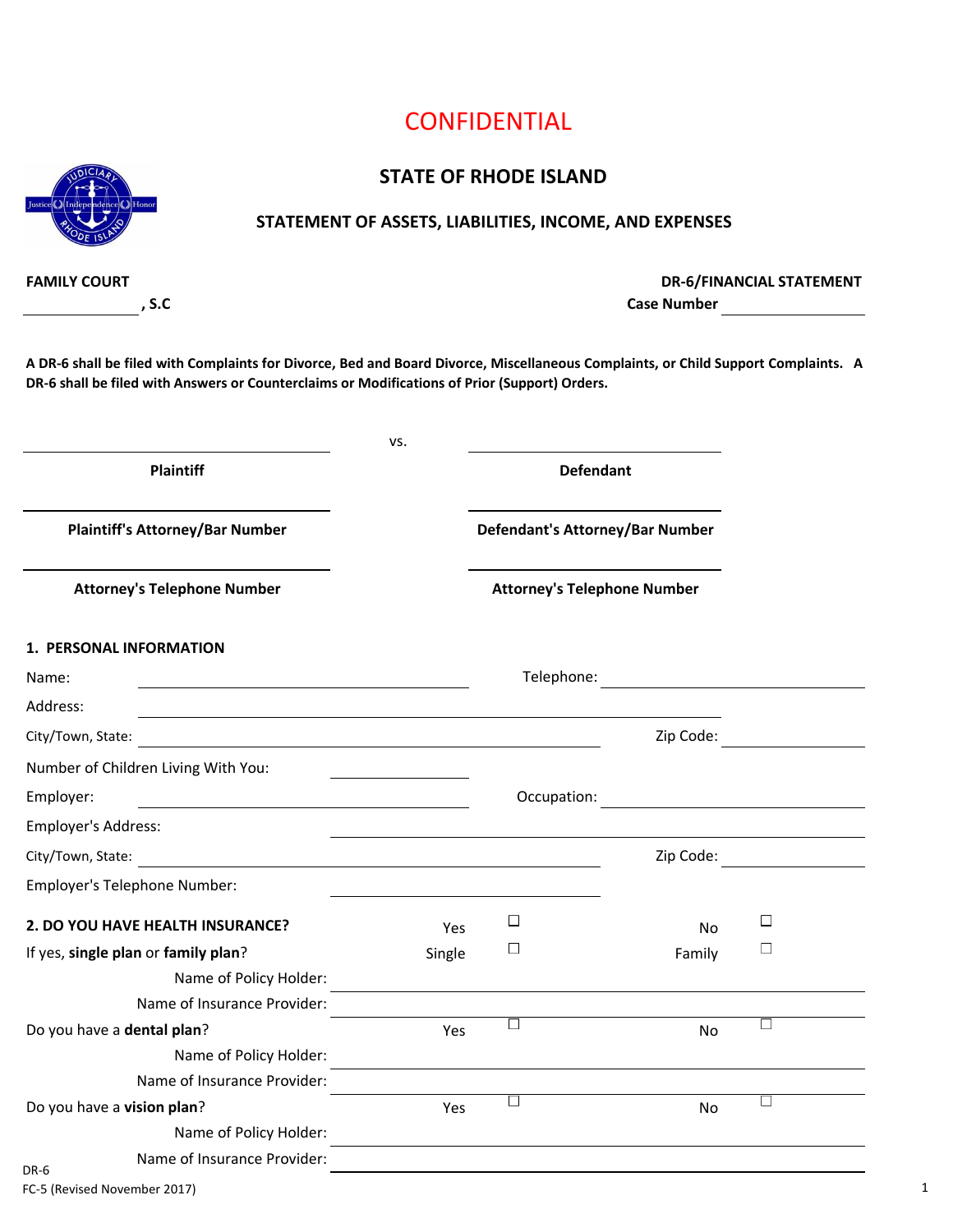# CONFIDENTIAL

## STATE OF RHODE ISLAND

### STATEMENT OF ASSETS, LIABILITIES, INCOME, AND EXPENSES

**FAMILY COURT** **DR-6/FINANCIAL STATEMENT**

_______________ **, S.C** **Case Number** _______________

**A DR-6 shall be filed with Complaints for Divorce, Bed and Board Divorce, Miscellaneous Complaints, or Child Support Complaints. A DR-6 shall be filed with Answers or Counterclaims or Modifications of Prior (Support) Orders.**

| | vs. | |
|---|---|---|
| **Plaintiff** | | **Defendant** |
| **Plaintiff's Attorney/Bar Number** | | **Defendant's Attorney/Bar Number** |
| **Attorney's Telephone Number** | | **Attorney's Telephone Number** |

**1. PERSONAL INFORMATION**

Name: _______________ Telephone: _______________

Address: _______________

City/Town, State: _______________ Zip Code: _______________

Number of Children Living With You: _______________

Employer: _______________ Occupation: _______________

Employer's Address: _______________

City/Town, State: _______________ Zip Code: _______________

Employer's Telephone Number: _______________

**2. DO YOU HAVE HEALTH INSURANCE?** Yes ☐ No ☐

If yes, **single plan** or **family plan**? Single ☐ Family ☐

Name of Policy Holder: _______________

Name of Insurance Provider: _______________

Do you have a **dental plan**? Yes ☐ No ☐

Name of Policy Holder: _______________

Name of Insurance Provider: _______________

Do you have a **vision plan**? Yes ☐ No ☐

Name of Policy Holder: _______________

Name of Insurance Provider: _______________

DR-6
FC-5 (Revised November 2017)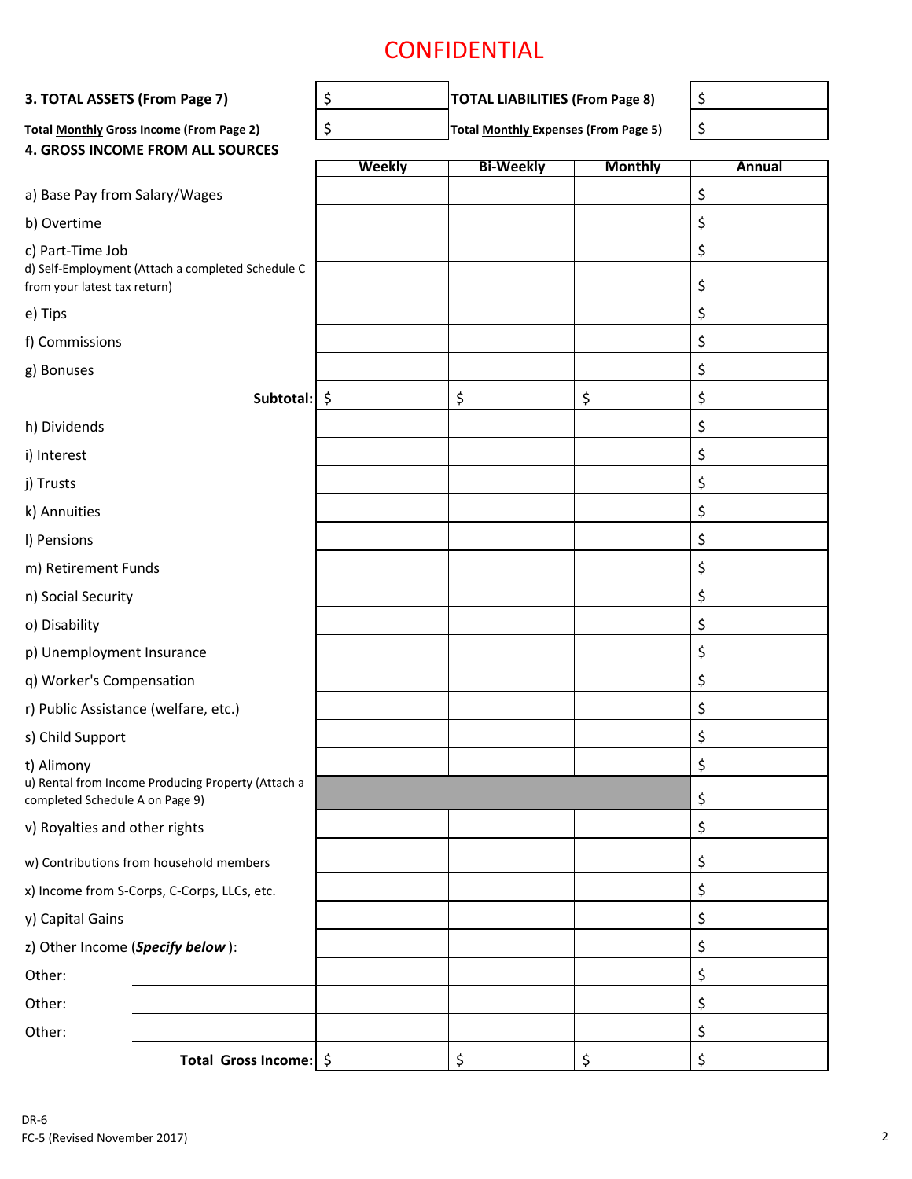# CONFIDENTIAL

| 3. TOTAL ASSETS (From Page 7) | $ | TOTAL LIABILITIES (From Page 8) | $ |
|---|---|---|---|
| Total **Monthly** Gross Income (From Page 2) | $ | Total **Monthly** Expenses (From Page 5) | $ |

## 4. GROSS INCOME FROM ALL SOURCES

| | Weekly | Bi-Weekly | Monthly | Annual |
|---|---|---|---|---|
| a) Base Pay from Salary/Wages | | | | $ |
| b) Overtime | | | | $ |
| c) Part-Time Job | | | | $ |
| d) Self-Employment (Attach a completed Schedule C from your latest tax return) | | | | $ |
| e) Tips | | | | $ |
| f) Commissions | | | | $ |
| g) Bonuses | | | | $ |
| **Subtotal:** | $ | $ | $ | $ |
| h) Dividends | | | | $ |
| i) Interest | | | | $ |
| j) Trusts | | | | $ |
| k) Annuities | | | | $ |
| l) Pensions | | | | $ |
| m) Retirement Funds | | | | $ |
| n) Social Security | | | | $ |
| o) Disability | | | | $ |
| p) Unemployment Insurance | | | | $ |
| q) Worker's Compensation | | | | $ |
| r) Public Assistance (welfare, etc.) | | | | $ |
| s) Child Support | | | | $ |
| t) Alimony | | | | $ |
| u) Rental from Income Producing Property (Attach a completed Schedule A on Page 9) | | | | $ |
| v) Royalties and other rights | | | | $ |
| w) Contributions from household members | | | | $ |
| x) Income from S-Corps, C-Corps, LLCs, etc. | | | | $ |
| y) Capital Gains | | | | $ |
| z) Other Income (***Specify below***): | | | | $ |
| Other: | | | | $ |
| Other: | | | | $ |
| Other: | | | | $ |
| **Total Gross Income:** | $ | $ | $ | $ |

DR-6
FC-5 (Revised November 2017)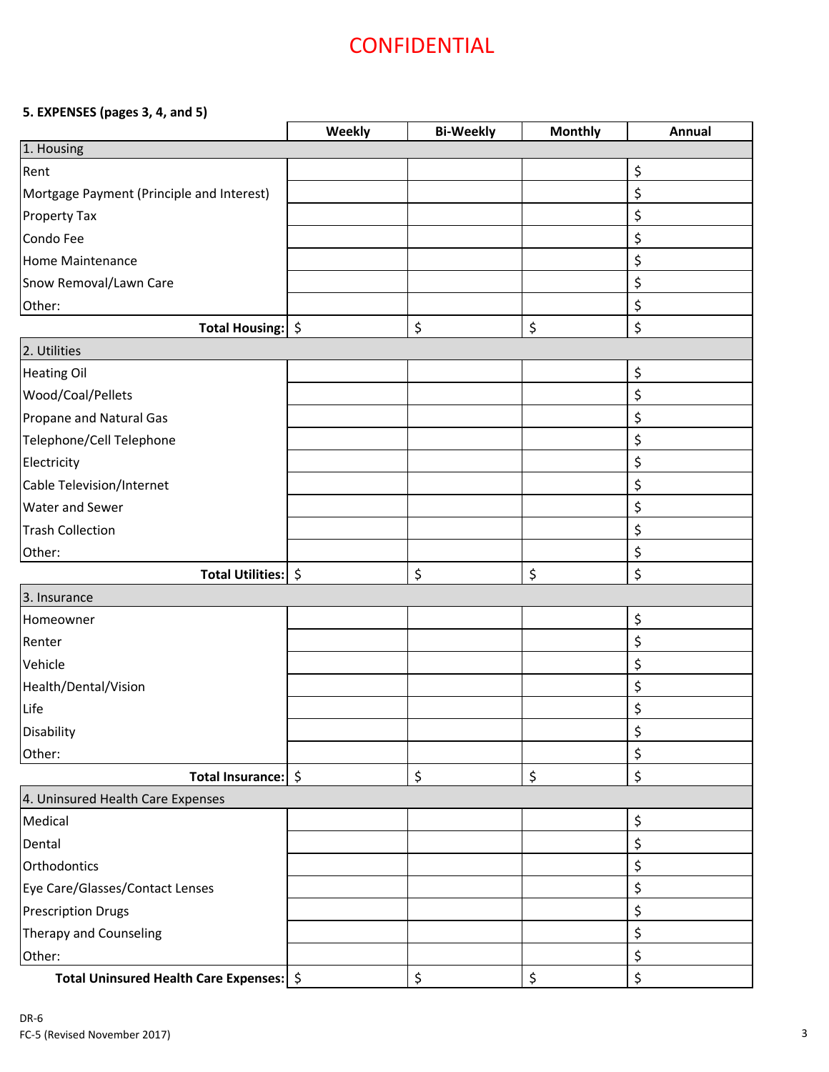CONFIDENTIAL

**5. EXPENSES (pages 3, 4, and 5)**

| | Weekly | Bi-Weekly | Monthly | Annual |
|---|---|---|---|---|
| 1. Housing | | | | |
| Rent | | | | $ |
| Mortgage Payment (Principle and Interest) | | | | $ |
| Property Tax | | | | $ |
| Condo Fee | | | | $ |
| Home Maintenance | | | | $ |
| Snow Removal/Lawn Care | | | | $ |
| Other: | | | | $ |
| **Total Housing:** | $ | $ | $ | $ |
| 2. Utilities | | | | |
| Heating Oil | | | | $ |
| Wood/Coal/Pellets | | | | $ |
| Propane and Natural Gas | | | | $ |
| Telephone/Cell Telephone | | | | $ |
| Electricity | | | | $ |
| Cable Television/Internet | | | | $ |
| Water and Sewer | | | | $ |
| Trash Collection | | | | $ |
| Other: | | | | $ |
| **Total Utilities:** | $ | $ | $ | $ |
| 3. Insurance | | | | |
| Homeowner | | | | $ |
| Renter | | | | $ |
| Vehicle | | | | $ |
| Health/Dental/Vision | | | | $ |
| Life | | | | $ |
| Disability | | | | $ |
| Other: | | | | $ |
| **Total Insurance:** | $ | $ | $ | $ |
| 4. Uninsured Health Care Expenses | | | | |
| Medical | | | | $ |
| Dental | | | | $ |
| Orthodontics | | | | $ |
| Eye Care/Glasses/Contact Lenses | | | | $ |
| Prescription Drugs | | | | $ |
| Therapy and Counseling | | | | $ |
| Other: | | | | $ |
| **Total Uninsured Health Care Expenses:** | $ | $ | $ | $ |

DR-6
FC-5 (Revised November 2017)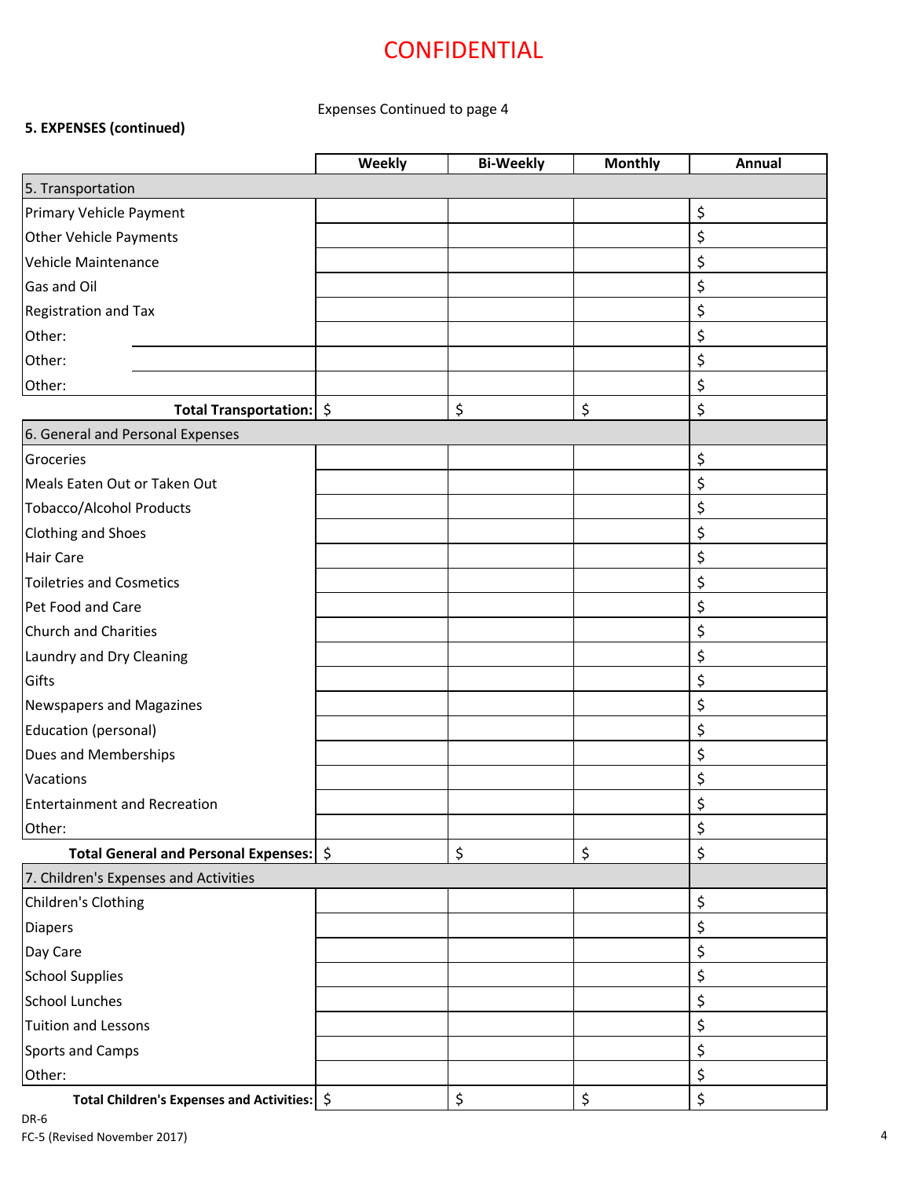CONFIDENTIAL

Expenses Continued to page 4

**5. EXPENSES (continued)**

| | Weekly | Bi-Weekly | Monthly | Annual |
|---|---|---|---|---|
| 5. Transportation | | | | |
| Primary Vehicle Payment | | | | $ |
| Other Vehicle Payments | | | | $ |
| Vehicle Maintenance | | | | $ |
| Gas and Oil | | | | $ |
| Registration and Tax | | | | $ |
| Other: | | | | $ |
| Other: | | | | $ |
| Other: | | | | $ |
| **Total Transportation:** | $ | $ | $ | $ |
| 6. General and Personal Expenses | | | | |
| Groceries | | | | $ |
| Meals Eaten Out or Taken Out | | | | $ |
| Tobacco/Alcohol Products | | | | $ |
| Clothing and Shoes | | | | $ |
| Hair Care | | | | $ |
| Toiletries and Cosmetics | | | | $ |
| Pet Food and Care | | | | $ |
| Church and Charities | | | | $ |
| Laundry and Dry Cleaning | | | | $ |
| Gifts | | | | $ |
| Newspapers and Magazines | | | | $ |
| Education (personal) | | | | $ |
| Dues and Memberships | | | | $ |
| Vacations | | | | $ |
| Entertainment and Recreation | | | | $ |
| Other: | | | | $ |
| **Total General and Personal Expenses:** | $ | $ | $ | $ |
| 7. Children's Expenses and Activities | | | | |
| Children's Clothing | | | | $ |
| Diapers | | | | $ |
| Day Care | | | | $ |
| School Supplies | | | | $ |
| School Lunches | | | | $ |
| Tuition and Lessons | | | | $ |
| Sports and Camps | | | | $ |
| Other: | | | | $ |
| **Total Children's Expenses and Activities:** | $ | $ | $ | $ |

DR-6
FC-5 (Revised November 2017)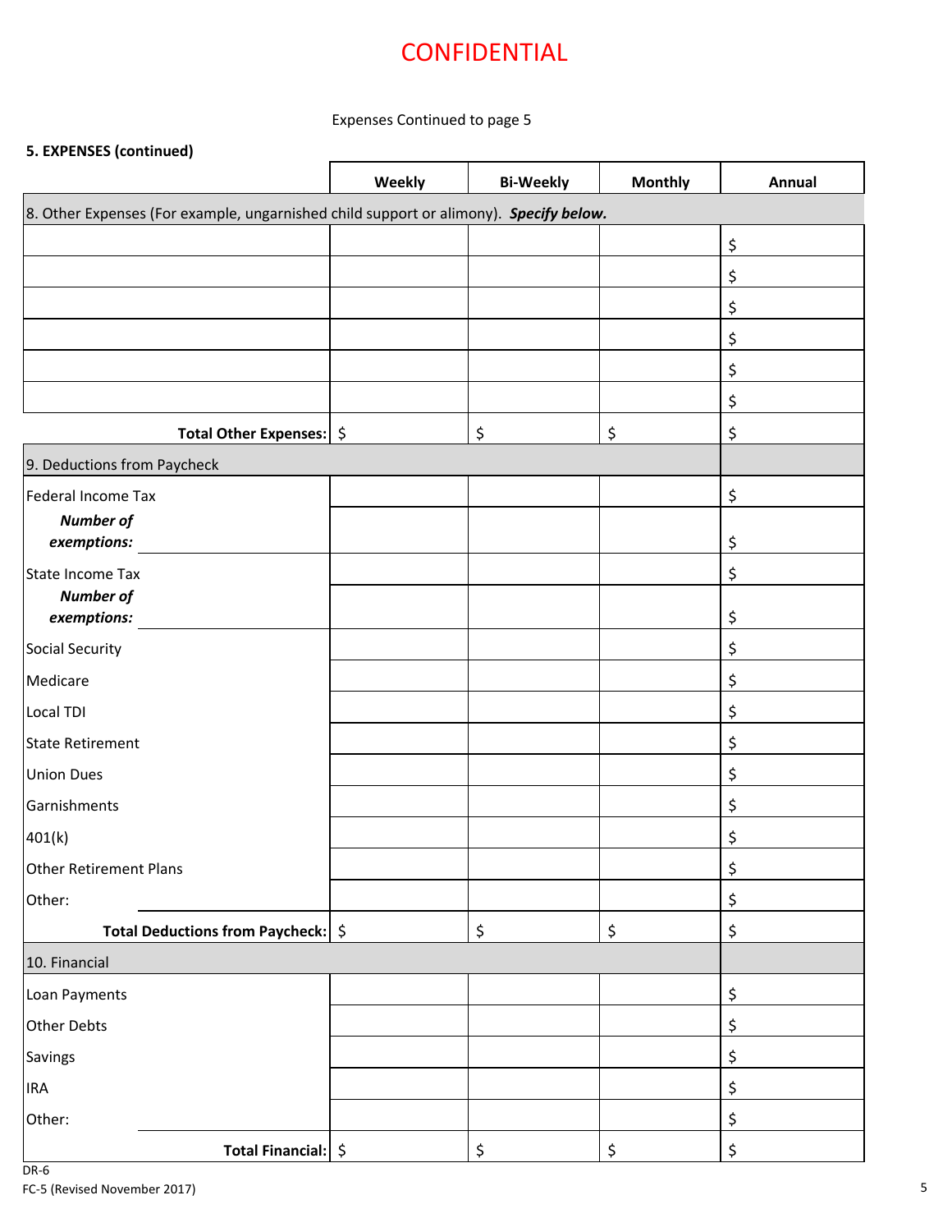# CONFIDENTIAL

Expenses Continued to page 5

**5. EXPENSES (continued)**

| | **Weekly** | **Bi-Weekly** | **Monthly** | **Annual** |
|---|---|---|---|---|
| 8. Other Expenses (For example, ungarnished child support or alimony). ***Specify below.*** | | | | |
| | | | | $ |
| | | | | $ |
| | | | | $ |
| | | | | $ |
| | | | | $ |
| | | | | $ |
| **Total Other Expenses:** | $ | $ | $ | $ |
| 9. Deductions from Paycheck | | | | |
| Federal Income Tax | | | | $ |
| ***Number of exemptions:*** | | | | $ |
| State Income Tax | | | | $ |
| ***Number of exemptions:*** | | | | $ |
| Social Security | | | | $ |
| Medicare | | | | $ |
| Local TDI | | | | $ |
| State Retirement | | | | $ |
| Union Dues | | | | $ |
| Garnishments | | | | $ |
| 401(k) | | | | $ |
| Other Retirement Plans | | | | $ |
| Other: | | | | $ |
| **Total Deductions from Paycheck:** | $ | $ | $ | $ |
| 10. Financial | | | | |
| Loan Payments | | | | $ |
| Other Debts | | | | $ |
| Savings | | | | $ |
| IRA | | | | $ |
| Other: | | | | $ |
| **Total Financial:** | $ | $ | $ | $ |

DR-6
FC-5 (Revised November 2017)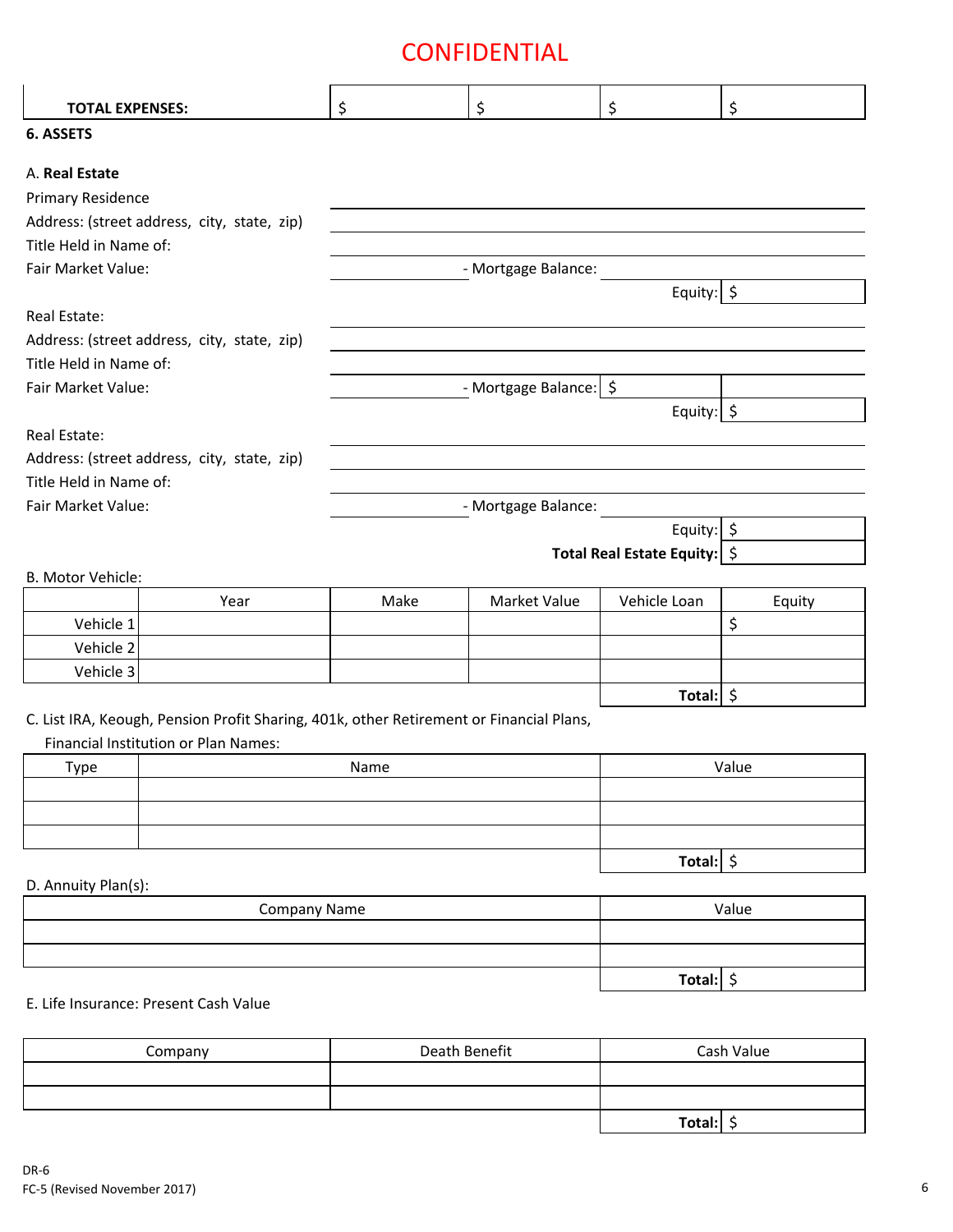# CONFIDENTIAL

| TOTAL EXPENSES: | $ | $ | $ | $ |
|---|---|---|---|---|

**6. ASSETS**

A. **Real Estate**

Primary Residence

Address: (street address, city, state, zip) \_\_\_\_\_\_\_\_\_\_\_\_\_\_\_\_\_\_\_\_

Title Held in Name of: \_\_\_\_\_\_\_\_\_\_\_\_\_\_\_\_\_\_\_\_

Fair Market Value: \_\_\_\_\_\_\_\_\_\_ - Mortgage Balance: \_\_\_\_\_\_\_\_\_\_

Equity: $

Real Estate:

Address: (street address, city, state, zip) \_\_\_\_\_\_\_\_\_\_\_\_\_\_\_\_\_\_\_\_

Title Held in Name of: \_\_\_\_\_\_\_\_\_\_\_\_\_\_\_\_\_\_\_\_

Fair Market Value: \_\_\_\_\_\_\_\_\_\_ - Mortgage Balance: $ \_\_\_\_\_\_\_\_\_\_

Equity: $

Real Estate:

Address: (street address, city, state, zip) \_\_\_\_\_\_\_\_\_\_\_\_\_\_\_\_\_\_\_\_

Title Held in Name of: \_\_\_\_\_\_\_\_\_\_\_\_\_\_\_\_\_\_\_\_

Fair Market Value: \_\_\_\_\_\_\_\_\_\_ - Mortgage Balance: \_\_\_\_\_\_\_\_\_\_

Equity: $

**Total Real Estate Equity:** $

B. Motor Vehicle:

| | Year | Make | Market Value | Vehicle Loan | Equity |
|---|---|---|---|---|---|
| Vehicle 1 | | | | | $ |
| Vehicle 2 | | | | | |
| Vehicle 3 | | | | | |
| | | | | **Total:** | $ |

C. List IRA, Keough, Pension Profit Sharing, 401k, other Retirement or Financial Plans, Financial Institution or Plan Names:

| Type | Name | Value |
|---|---|---|
| | | |
| | | |
| | | |
| | | **Total:** $ |

D. Annuity Plan(s):

| Company Name | Value |
|---|---|
| | |
| | |
| | **Total:** $ |

E. Life Insurance: Present Cash Value

| Company | Death Benefit | Cash Value |
|---|---|---|
| | | |
| | | |
| | | **Total:** $ |

DR-6
FC-5 (Revised November 2017)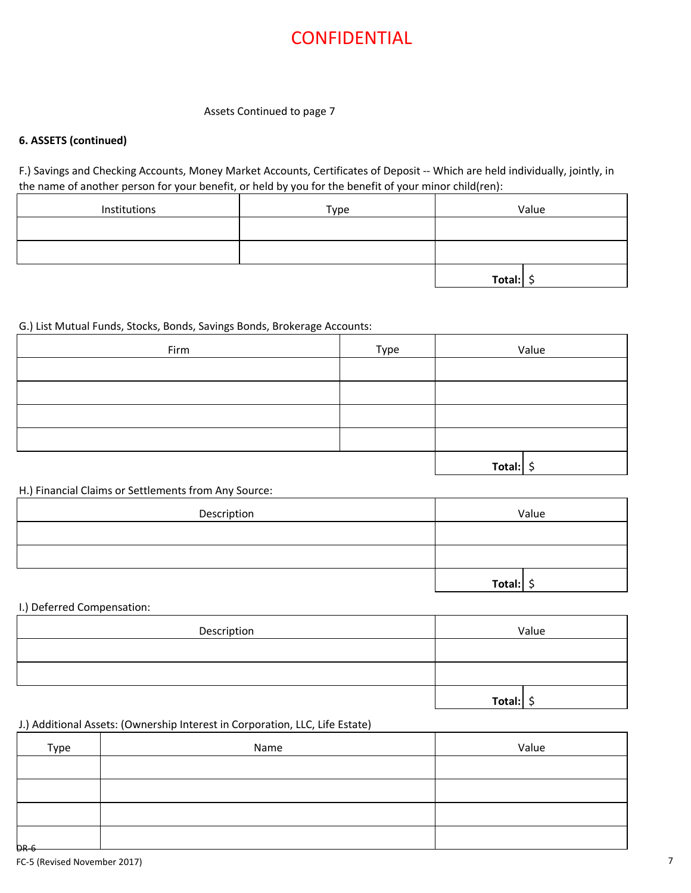# CONFIDENTIAL

Assets Continued to page 7

**6. ASSETS (continued)**

F.) Savings and Checking Accounts, Money Market Accounts, Certificates of Deposit -- Which are held individually, jointly, in the name of another person for your benefit, or held by you for the benefit of your minor child(ren):

| Institutions | Type | Value |
|---|---|---|
| | | |
| | | |
| | | **Total:** $ |

G.) List Mutual Funds, Stocks, Bonds, Savings Bonds, Brokerage Accounts:

| Firm | Type | Value |
|---|---|---|
| | | |
| | | |
| | | |
| | | |
| | | **Total:** $ |

H.) Financial Claims or Settlements from Any Source:

| Description | Value |
|---|---|
| | |
| | |
| | **Total:** $ |

I.) Deferred Compensation:

| Description | Value |
|---|---|
| | |
| | |
| | **Total:** $ |

J.) Additional Assets: (Ownership Interest in Corporation, LLC, Life Estate)

| Type | Name | Value |
|---|---|---|
| | | |
| | | |
| | | |
| | | |

~~DR-6~~

FC-5 (Revised November 2017)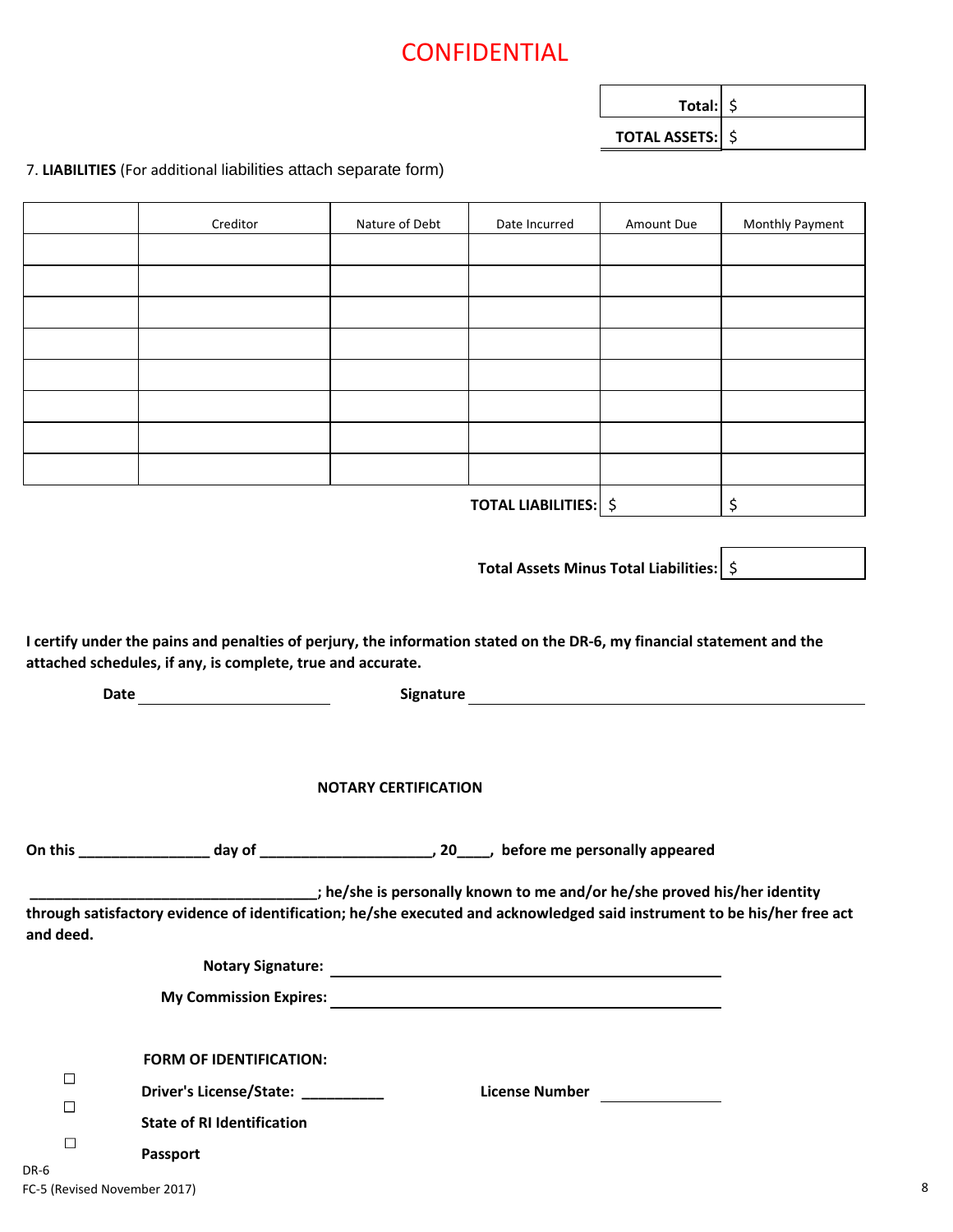# CONFIDENTIAL

| | |
|---|---|
| **Total:** | $ |
| **TOTAL ASSETS:** | $ |

7. **LIABILITIES** (For additional liabilities attach separate form)

| | Creditor | Nature of Debt | Date Incurred | Amount Due | Monthly Payment |
|---|---|---|---|---|---|
| | | | | | |
| | | | | | |
| | | | | | |
| | | | | | |
| | | | | | |
| | | | | | |
| | | | | | |
| | | | | | |
| | | | **TOTAL LIABILITIES:** | $ | $ |

**Total Assets Minus Total Liabilities:** $

**I certify under the pains and penalties of perjury, the information stated on the DR-6, my financial statement and the attached schedules, if any, is complete, true and accurate.**

**Date** ______________________ **Signature** ______________________________________

**NOTARY CERTIFICATION**

**On this ________________ day of _____________________, 20____, before me personally appeared**

**___________________________________; he/she is personally known to me and/or he/she proved his/her identity through satisfactory evidence of identification; he/she executed and acknowledged said instrument to be his/her free act and deed.**

**Notary Signature:** ______________________________________

**My Commission Expires:** ______________________________________

**FORM OF IDENTIFICATION:**

☐ **Driver's License/State: __________** **License Number** ______________

☐ **State of RI Identification**

☐ **Passport**

DR-6
FC-5 (Revised November 2017)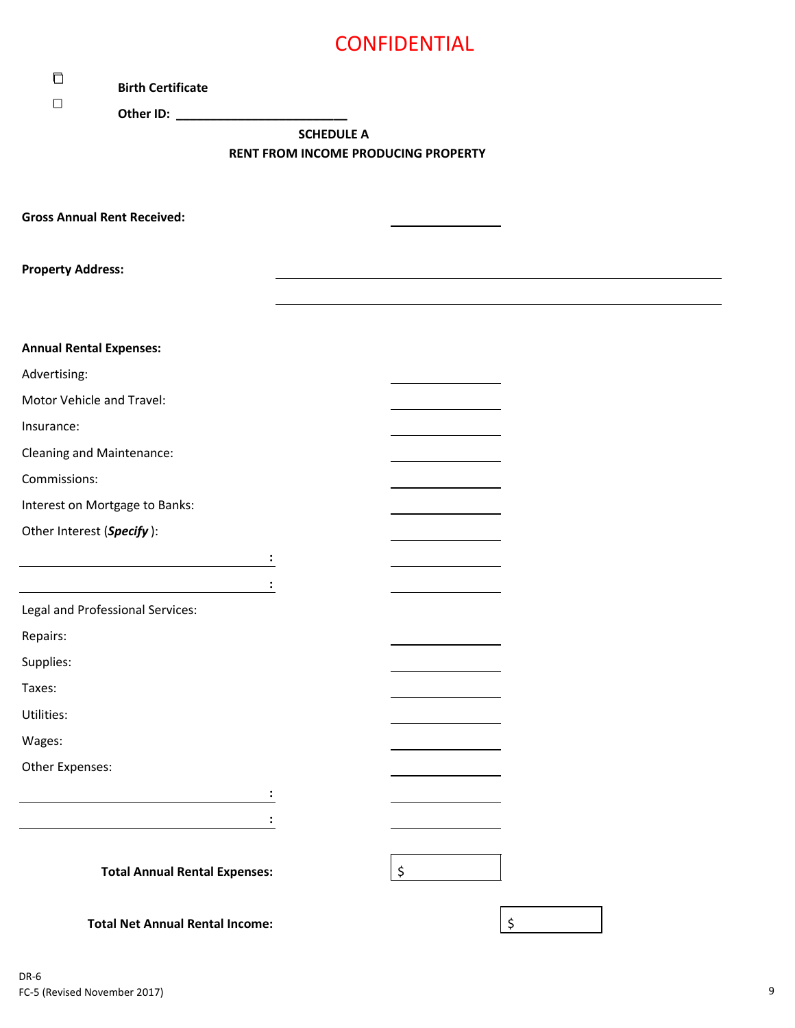CONFIDENTIAL

☐ **Birth Certificate**

☐ **Other ID:** ________________________

**SCHEDULE A**

**RENT FROM INCOME PRODUCING PROPERTY**

**Gross Annual Rent Received:** ______________

**Property Address:** ____________________________________________

____________________________________________

**Annual Rental Expenses:**

Advertising: ______________

Motor Vehicle and Travel: ______________

Insurance: ______________

Cleaning and Maintenance: ______________

Commissions: ______________

Interest on Mortgage to Banks: ______________

Other Interest (***Specify***): ______________

______________________: ______________

______________________: ______________

Legal and Professional Services:

Repairs: ______________

Supplies: ______________

Taxes: ______________

Utilities: ______________

Wages: ______________

Other Expenses: ______________

______________________: ______________

______________________: ______________

**Total Annual Rental Expenses:** $

**Total Net Annual Rental Income:** $

DR-6
FC-5 (Revised November 2017)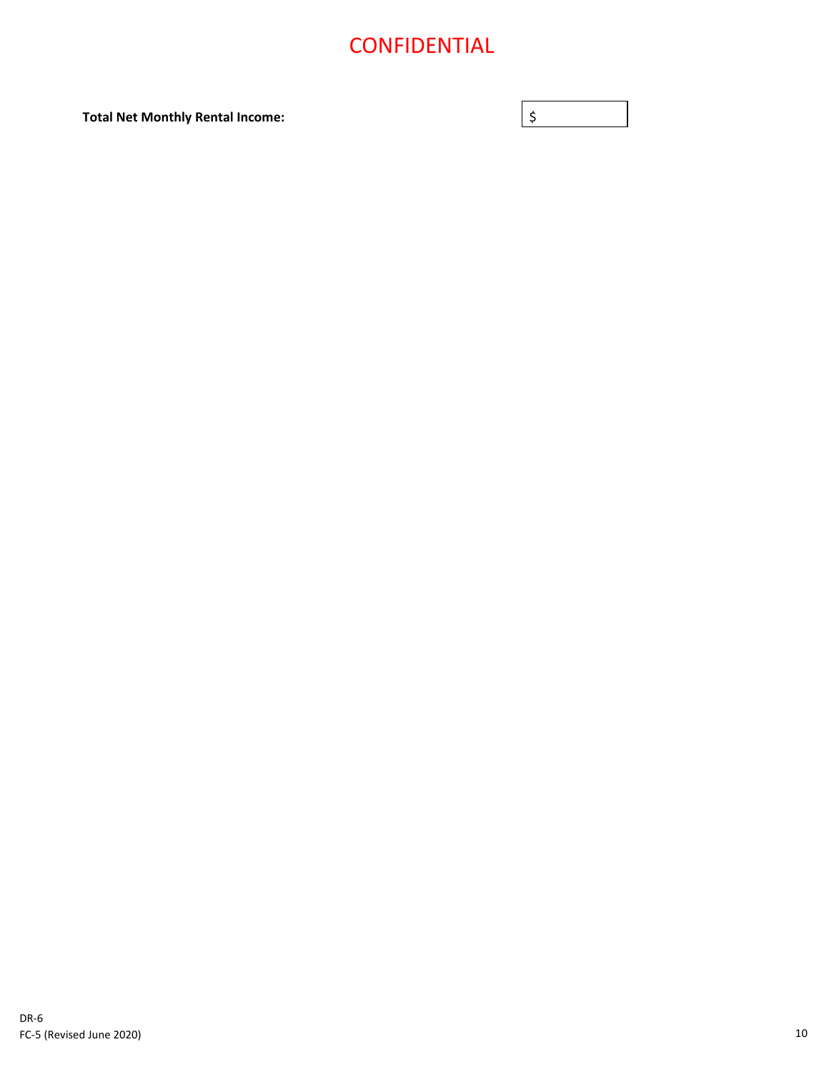CONFIDENTIAL

**Total Net Monthly Rental Income:** $

DR-6
FC-5 (Revised June 2020)